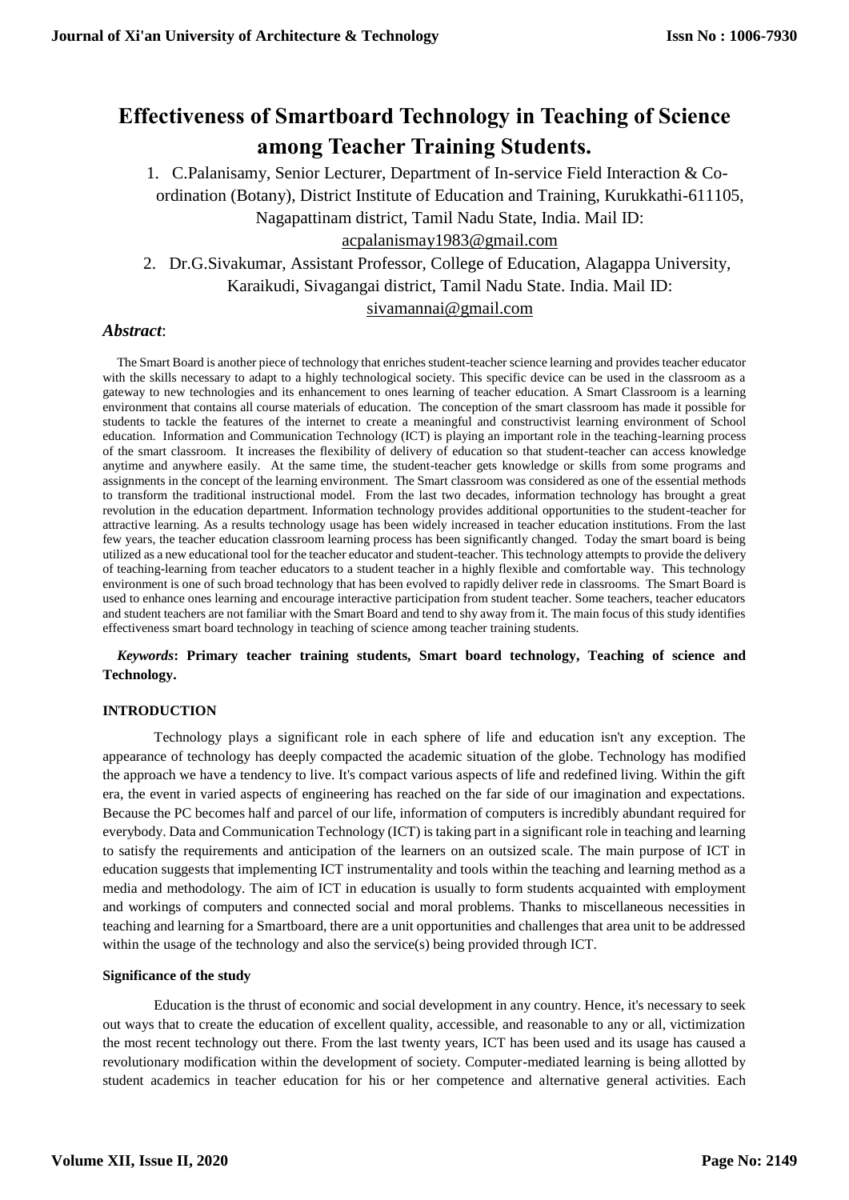# Effectiveness of Smartboard Technology in Teaching of Science among Teacher Training Students.

1. C.Palanisamy, Senior Lecturer, Department of In-service Field Interaction & Co-ordination (Botany), District Institute of Education and Training, Kurukkathi-611105, Nagapattinam district, Tamil Nadu State, India. Mail ID: acpalanismay1983@gmail.com
2. Dr.G.Sivakumar, Assistant Professor, College of Education, Alagappa University, Karaikudi, Sivagangai district, Tamil Nadu State. India. Mail ID: sivamannai@gmail.com

## *Abstract*:

The Smart Board is another piece of technology that enriches student-teacher science learning and provides teacher educator with the skills necessary to adapt to a highly technological society. This specific device can be used in the classroom as a gateway to new technologies and its enhancement to ones learning of teacher education. A Smart Classroom is a learning environment that contains all course materials of education. The conception of the smart classroom has made it possible for students to tackle the features of the internet to create a meaningful and constructivist learning environment of School education. Information and Communication Technology (ICT) is playing an important role in the teaching-learning process of the smart classroom. It increases the flexibility of delivery of education so that student-teacher can access knowledge anytime and anywhere easily. At the same time, the student-teacher gets knowledge or skills from some programs and assignments in the concept of the learning environment. The Smart classroom was considered as one of the essential methods to transform the traditional instructional model. From the last two decades, information technology has brought a great revolution in the education department. Information technology provides additional opportunities to the student-teacher for attractive learning. As a results technology usage has been widely increased in teacher education institutions. From the last few years, the teacher education classroom learning process has been significantly changed. Today the smart board is being utilized as a new educational tool for the teacher educator and student-teacher. This technology attempts to provide the delivery of teaching-learning from teacher educators to a student teacher in a highly flexible and comfortable way. This technology environment is one of such broad technology that has been evolved to rapidly deliver rede in classrooms. The Smart Board is used to enhance ones learning and encourage interactive participation from student teacher. Some teachers, teacher educators and student teachers are not familiar with the Smart Board and tend to shy away from it. The main focus of this study identifies effectiveness smart board technology in teaching of science among teacher training students.

***Keywords*: Primary teacher training students, Smart board technology, Teaching of science and Technology.**

## INTRODUCTION

Technology plays a significant role in each sphere of life and education isn't any exception. The appearance of technology has deeply compacted the academic situation of the globe. Technology has modified the approach we have a tendency to live. It's compact various aspects of life and redefined living. Within the gift era, the event in varied aspects of engineering has reached on the far side of our imagination and expectations. Because the PC becomes half and parcel of our life, information of computers is incredibly abundant required for everybody. Data and Communication Technology (ICT) is taking part in a significant role in teaching and learning to satisfy the requirements and anticipation of the learners on an outsized scale. The main purpose of ICT in education suggests that implementing ICT instrumentality and tools within the teaching and learning method as a media and methodology. The aim of ICT in education is usually to form students acquainted with employment and workings of computers and connected social and moral problems. Thanks to miscellaneous necessities in teaching and learning for a Smartboard, there are a unit opportunities and challenges that area unit to be addressed within the usage of the technology and also the service(s) being provided through ICT.

### Significance of the study

Education is the thrust of economic and social development in any country. Hence, it's necessary to seek out ways that to create the education of excellent quality, accessible, and reasonable to any or all, victimization the most recent technology out there. From the last twenty years, ICT has been used and its usage has caused a revolutionary modification within the development of society. Computer-mediated learning is being allotted by student academics in teacher education for his or her competence and alternative general activities. Each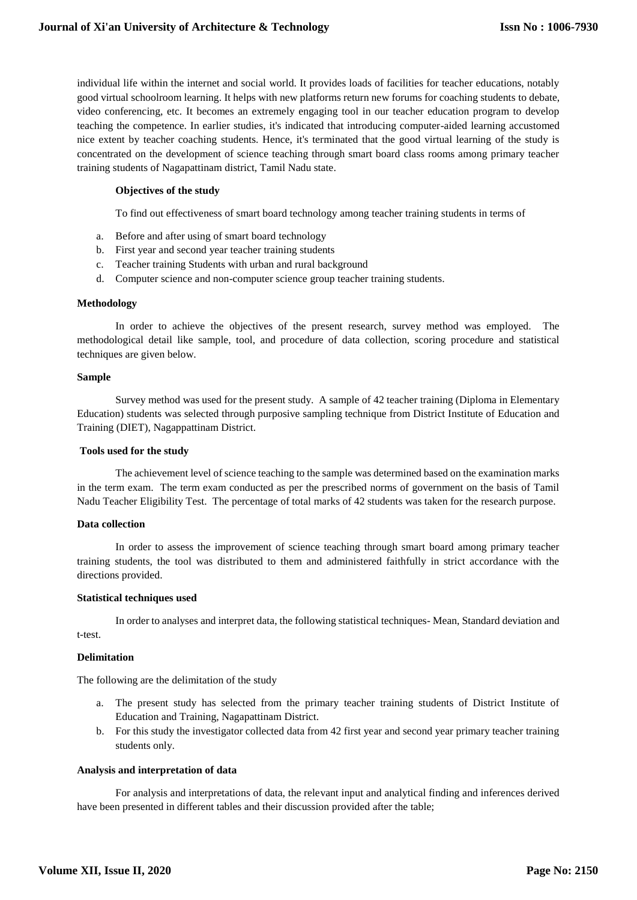individual life within the internet and social world. It provides loads of facilities for teacher educations, notably good virtual schoolroom learning. It helps with new platforms return new forums for coaching students to debate, video conferencing, etc. It becomes an extremely engaging tool in our teacher education program to develop teaching the competence. In earlier studies, it's indicated that introducing computer-aided learning accustomed nice extent by teacher coaching students. Hence, it's terminated that the good virtual learning of the study is concentrated on the development of science teaching through smart board class rooms among primary teacher training students of Nagapattinam district, Tamil Nadu state.

**Objectives of the study**

To find out effectiveness of smart board technology among teacher training students in terms of

a. Before and after using of smart board technology
b. First year and second year teacher training students
c. Teacher training Students with urban and rural background
d. Computer science and non-computer science group teacher training students.

**Methodology**

In order to achieve the objectives of the present research, survey method was employed. The methodological detail like sample, tool, and procedure of data collection, scoring procedure and statistical techniques are given below.

**Sample**

Survey method was used for the present study. A sample of 42 teacher training (Diploma in Elementary Education) students was selected through purposive sampling technique from District Institute of Education and Training (DIET), Nagappattinam District.

**Tools used for the study**

The achievement level of science teaching to the sample was determined based on the examination marks in the term exam. The term exam conducted as per the prescribed norms of government on the basis of Tamil Nadu Teacher Eligibility Test. The percentage of total marks of 42 students was taken for the research purpose.

**Data collection**

In order to assess the improvement of science teaching through smart board among primary teacher training students, the tool was distributed to them and administered faithfully in strict accordance with the directions provided.

**Statistical techniques used**

In order to analyses and interpret data, the following statistical techniques- Mean, Standard deviation and t-test.

**Delimitation**

The following are the delimitation of the study

a. The present study has selected from the primary teacher training students of District Institute of Education and Training, Nagapattinam District.
b. For this study the investigator collected data from 42 first year and second year primary teacher training students only.

**Analysis and interpretation of data**

For analysis and interpretations of data, the relevant input and analytical finding and inferences derived have been presented in different tables and their discussion provided after the table;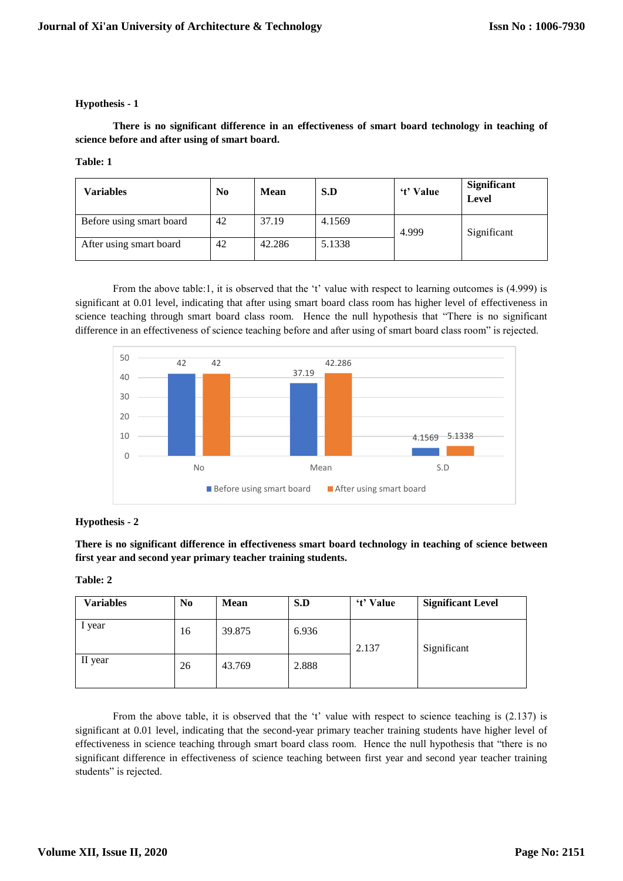**Hypothesis - 1**

**There is no significant difference in an effectiveness of smart board technology in teaching of science before and after using of smart board.**

**Table: 1**

| Variables | No | Mean | S.D | 't' Value | Significant Level |
|---|---|---|---|---|---|
| Before using smart board | 42 | 37.19 | 4.1569 | 4.999 | Significant |
| After using smart board | 42 | 42.286 | 5.1338 | | |

From the above table:1, it is observed that the 't' value with respect to learning outcomes is (4.999) is significant at 0.01 level, indicating that after using smart board class room has higher level of effectiveness in science teaching through smart board class room. Hence the null hypothesis that "There is no significant difference in an effectiveness of science teaching before and after using of smart board class room" is rejected.

**Hypothesis - 2**

**There is no significant difference in effectiveness smart board technology in teaching of science between first year and second year primary teacher training students.**

**Table: 2**

| Variables | No | Mean | S.D | 't' Value | Significant Level |
|---|---|---|---|---|---|
| I year | 16 | 39.875 | 6.936 | 2.137 | Significant |
| II year | 26 | 43.769 | 2.888 | | |

From the above table, it is observed that the 't' value with respect to science teaching is (2.137) is significant at 0.01 level, indicating that the second-year primary teacher training students have higher level of effectiveness in science teaching through smart board class room. Hence the null hypothesis that "there is no significant difference in effectiveness of science teaching between first year and second year teacher training students" is rejected.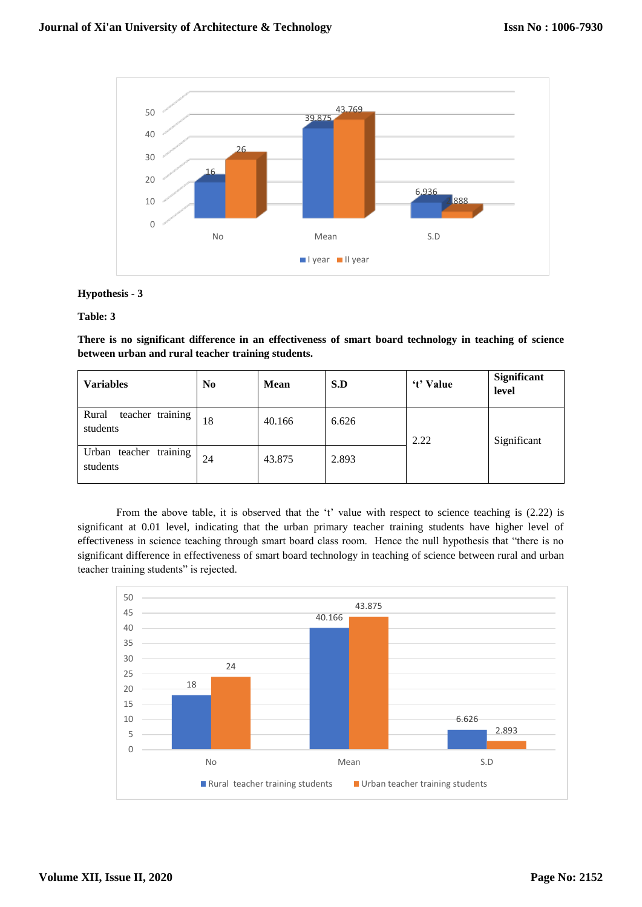**Hypothesis - 3**

**Table: 3**

**There is no significant difference in an effectiveness of smart board technology in teaching of science between urban and rural teacher training students.**

| Variables | No | Mean | S.D | 't' Value | Significant level |
|---|---|---|---|---|---|
| Rural teacher training students | 18 | 40.166 | 6.626 | 2.22 | Significant |
| Urban teacher training students | 24 | 43.875 | 2.893 | | |

From the above table, it is observed that the 't' value with respect to science teaching is (2.22) is significant at 0.01 level, indicating that the urban primary teacher training students have higher level of effectiveness in science teaching through smart board class room. Hence the null hypothesis that "there is no significant difference in effectiveness of smart board technology in teaching of science between rural and urban teacher training students" is rejected.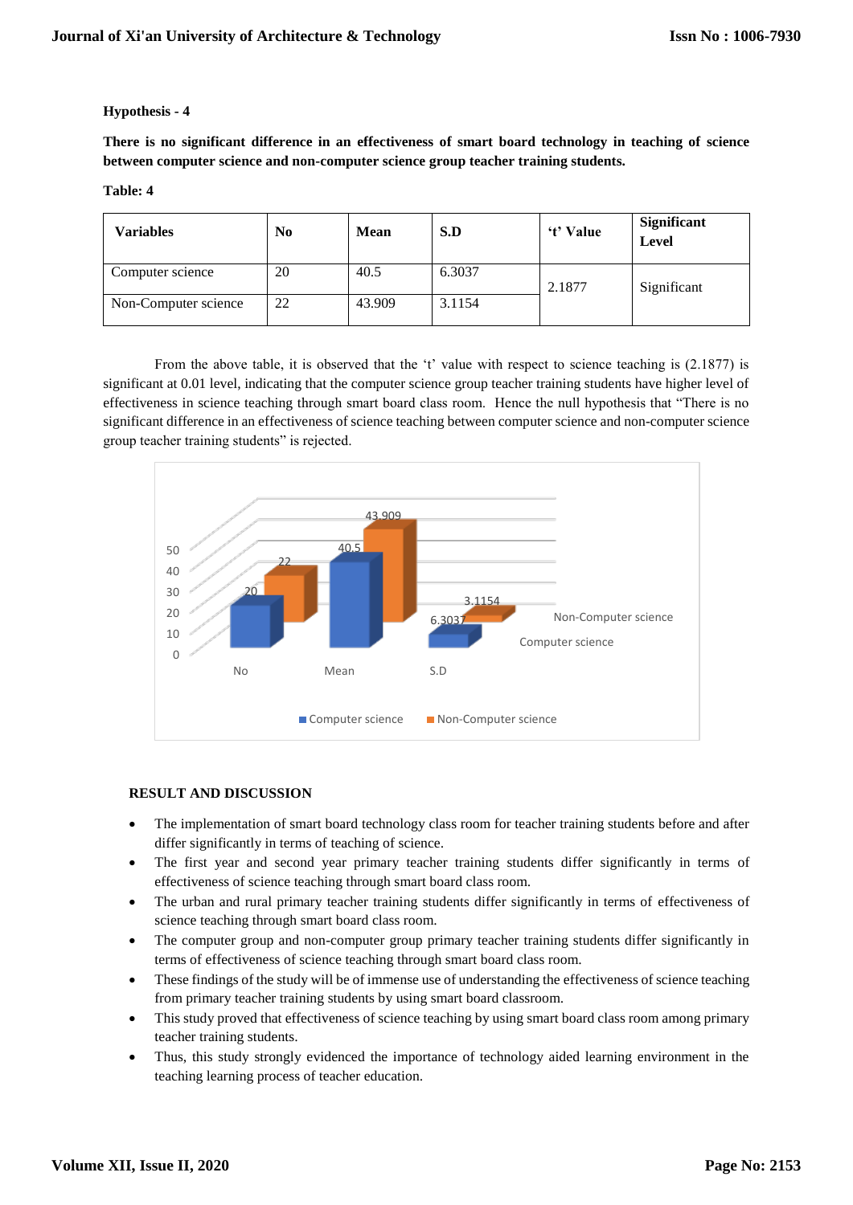**Hypothesis - 4**

**There is no significant difference in an effectiveness of smart board technology in teaching of science between computer science and non-computer science group teacher training students.**

**Table: 4**

| Variables | No | Mean | S.D | 't' Value | Significant Level |
|---|---|---|---|---|---|
| Computer science | 20 | 40.5 | 6.3037 | 2.1877 | Significant |
| Non-Computer science | 22 | 43.909 | 3.1154 | | |

From the above table, it is observed that the 't' value with respect to science teaching is (2.1877) is significant at 0.01 level, indicating that the computer science group teacher training students have higher level of effectiveness in science teaching through smart board class room. Hence the null hypothesis that "There is no significant difference in an effectiveness of science teaching between computer science and non-computer science group teacher training students" is rejected.

## RESULT AND DISCUSSION

- The implementation of smart board technology class room for teacher training students before and after differ significantly in terms of teaching of science.
- The first year and second year primary teacher training students differ significantly in terms of effectiveness of science teaching through smart board class room.
- The urban and rural primary teacher training students differ significantly in terms of effectiveness of science teaching through smart board class room.
- The computer group and non-computer group primary teacher training students differ significantly in terms of effectiveness of science teaching through smart board class room.
- These findings of the study will be of immense use of understanding the effectiveness of science teaching from primary teacher training students by using smart board classroom.
- This study proved that effectiveness of science teaching by using smart board class room among primary teacher training students.
- Thus, this study strongly evidenced the importance of technology aided learning environment in the teaching learning process of teacher education.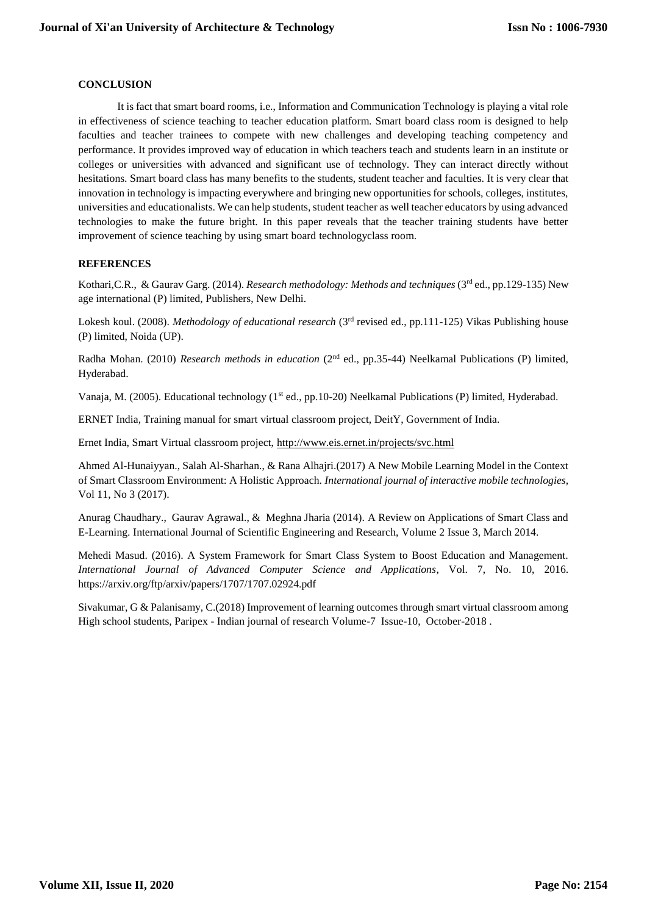## CONCLUSION

It is fact that smart board rooms, i.e., Information and Communication Technology is playing a vital role in effectiveness of science teaching to teacher education platform. Smart board class room is designed to help faculties and teacher trainees to compete with new challenges and developing teaching competency and performance. It provides improved way of education in which teachers teach and students learn in an institute or colleges or universities with advanced and significant use of technology. They can interact directly without hesitations. Smart board class has many benefits to the students, student teacher and faculties. It is very clear that innovation in technology is impacting everywhere and bringing new opportunities for schools, colleges, institutes, universities and educationalists. We can help students, student teacher as well teacher educators by using advanced technologies to make the future bright. In this paper reveals that the teacher training students have better improvement of science teaching by using smart board technologyclass room.

## REFERENCES

Kothari,C.R., & Gaurav Garg. (2014). *Research methodology: Methods and techniques* (3rd ed., pp.129-135) New age international (P) limited, Publishers, New Delhi.

Lokesh koul. (2008). *Methodology of educational research* (3rd revised ed., pp.111-125) Vikas Publishing house (P) limited, Noida (UP).

Radha Mohan. (2010) *Research methods in education* (2nd ed., pp.35-44) Neelkamal Publications (P) limited, Hyderabad.

Vanaja, M. (2005). Educational technology (1st ed., pp.10-20) Neelkamal Publications (P) limited, Hyderabad.

ERNET India, Training manual for smart virtual classroom project, DeitY, Government of India.

Ernet India, Smart Virtual classroom project, http://www.eis.ernet.in/projects/svc.html

Ahmed Al-Hunaiyyan., Salah Al-Sharhan., & Rana Alhajri.(2017) A New Mobile Learning Model in the Context of Smart Classroom Environment: A Holistic Approach. *International journal of interactive mobile technologies,* Vol 11, No 3 (2017).

Anurag Chaudhary., Gaurav Agrawal., & Meghna Jharia (2014). A Review on Applications of Smart Class and E-Learning. International Journal of Scientific Engineering and Research, Volume 2 Issue 3, March 2014.

Mehedi Masud. (2016). A System Framework for Smart Class System to Boost Education and Management. *International Journal of Advanced Computer Science and Applications*, Vol. 7, No. 10, 2016. https://arxiv.org/ftp/arxiv/papers/1707/1707.02924.pdf

Sivakumar, G & Palanisamy, C.(2018) Improvement of learning outcomes through smart virtual classroom among High school students, Paripex - Indian journal of research Volume-7 Issue-10, October-2018 .